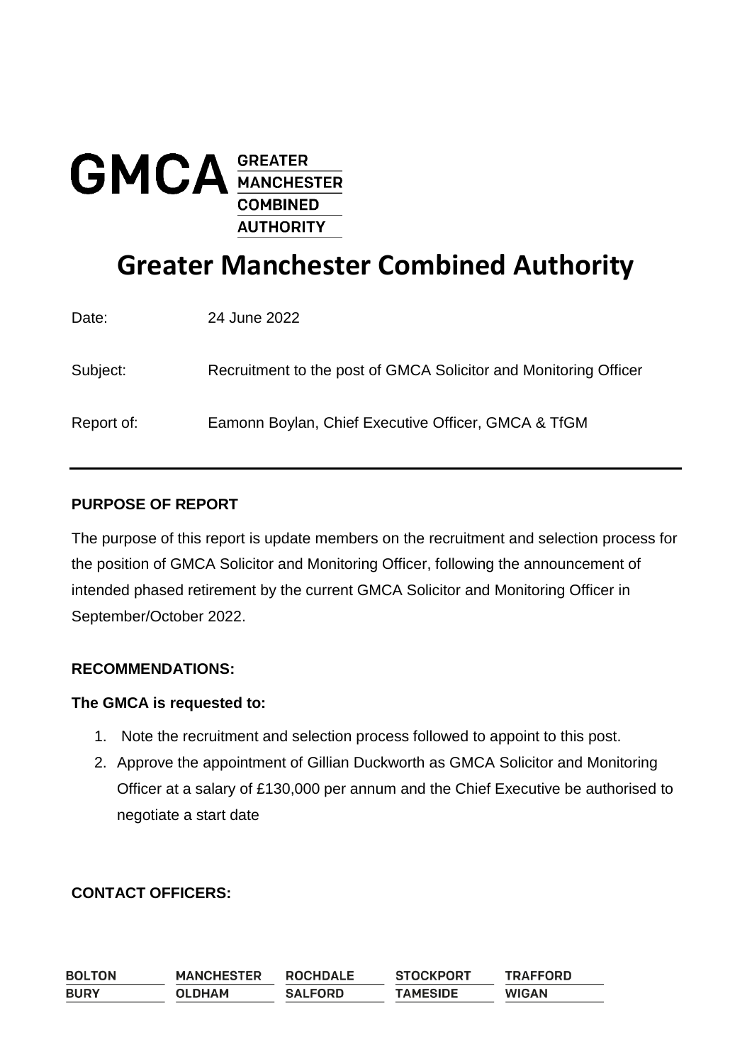GMCA GREATER MANCHESTER COMBINED AUTHORITY

# Greater Manchester Combined Authority

Date: 24 June 2022

Subject: Recruitment to the post of GMCA Solicitor and Monitoring Officer

Report of: Eamonn Boylan, Chief Executive Officer, GMCA & TfGM

---

**PURPOSE OF REPORT**

The purpose of this report is update members on the recruitment and selection process for the position of GMCA Solicitor and Monitoring Officer, following the announcement of intended phased retirement by the current GMCA Solicitor and Monitoring Officer in September/October 2022.

**RECOMMENDATIONS:**

**The GMCA is requested to:**

1. Note the recruitment and selection process followed to appoint to this post.
2. Approve the appointment of Gillian Duckworth as GMCA Solicitor and Monitoring Officer at a salary of £130,000 per annum and the Chief Executive be authorised to negotiate a start date

**CONTACT OFFICERS:**

BOLTON MANCHESTER ROCHDALE STOCKPORT TRAFFORD
BURY OLDHAM SALFORD TAMESIDE WIGAN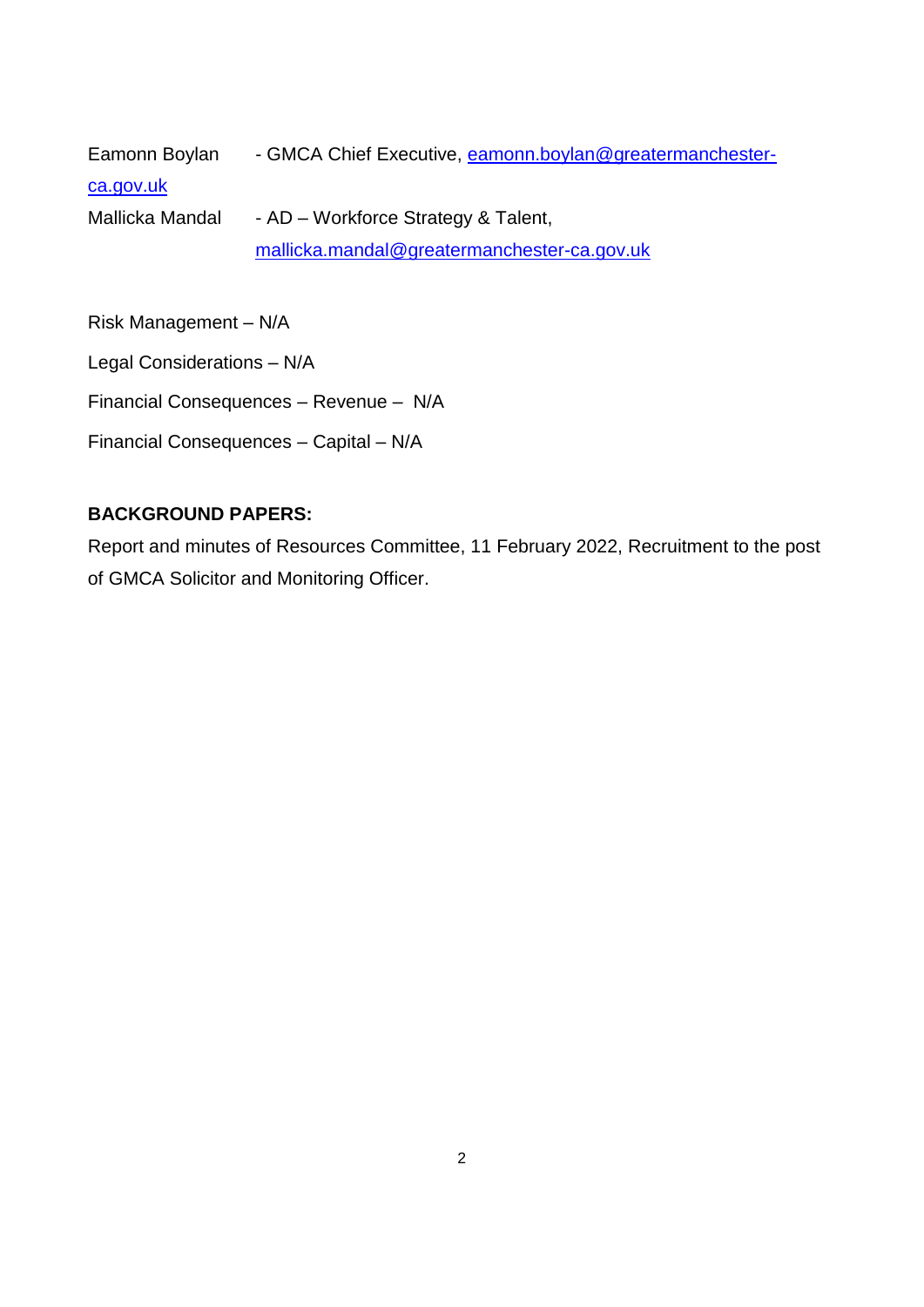Eamonn Boylan - GMCA Chief Executive, eamonn.boylan@greatermanchester-ca.gov.uk

Mallicka Mandal - AD – Workforce Strategy & Talent, mallicka.mandal@greatermanchester-ca.gov.uk

Risk Management – N/A

Legal Considerations – N/A

Financial Consequences – Revenue – N/A

Financial Consequences – Capital – N/A

**BACKGROUND PAPERS:**

Report and minutes of Resources Committee, 11 February 2022, Recruitment to the post of GMCA Solicitor and Monitoring Officer.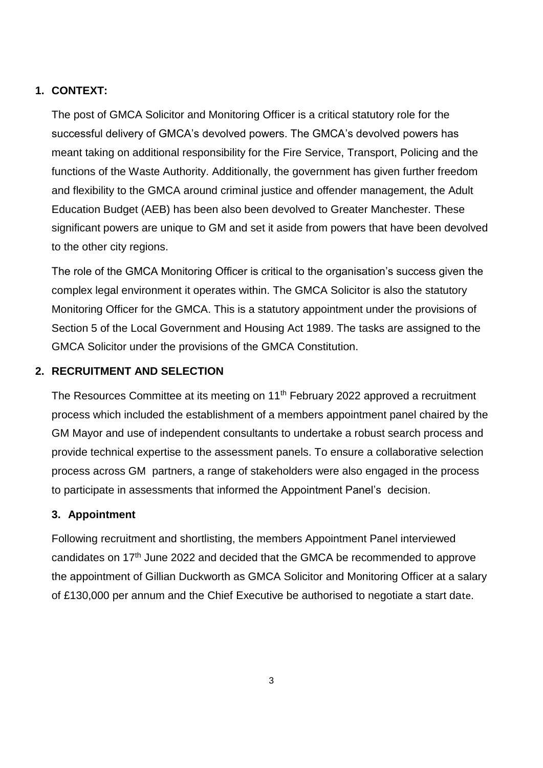## 1. CONTEXT:

The post of GMCA Solicitor and Monitoring Officer is a critical statutory role for the successful delivery of GMCA's devolved powers. The GMCA's devolved powers has meant taking on additional responsibility for the Fire Service, Transport, Policing and the functions of the Waste Authority. Additionally, the government has given further freedom and flexibility to the GMCA around criminal justice and offender management, the Adult Education Budget (AEB) has been also been devolved to Greater Manchester. These significant powers are unique to GM and set it aside from powers that have been devolved to the other city regions.

The role of the GMCA Monitoring Officer is critical to the organisation's success given the complex legal environment it operates within. The GMCA Solicitor is also the statutory Monitoring Officer for the GMCA. This is a statutory appointment under the provisions of Section 5 of the Local Government and Housing Act 1989. The tasks are assigned to the GMCA Solicitor under the provisions of the GMCA Constitution.

## 2. RECRUITMENT AND SELECTION

The Resources Committee at its meeting on 11th February 2022 approved a recruitment process which included the establishment of a members appointment panel chaired by the GM Mayor and use of independent consultants to undertake a robust search process and provide technical expertise to the assessment panels. To ensure a collaborative selection process across GM partners, a range of stakeholders were also engaged in the process to participate in assessments that informed the Appointment Panel's decision.

## 3. Appointment

Following recruitment and shortlisting, the members Appointment Panel interviewed candidates on 17th June 2022 and decided that the GMCA be recommended to approve the appointment of Gillian Duckworth as GMCA Solicitor and Monitoring Officer at a salary of £130,000 per annum and the Chief Executive be authorised to negotiate a start date.